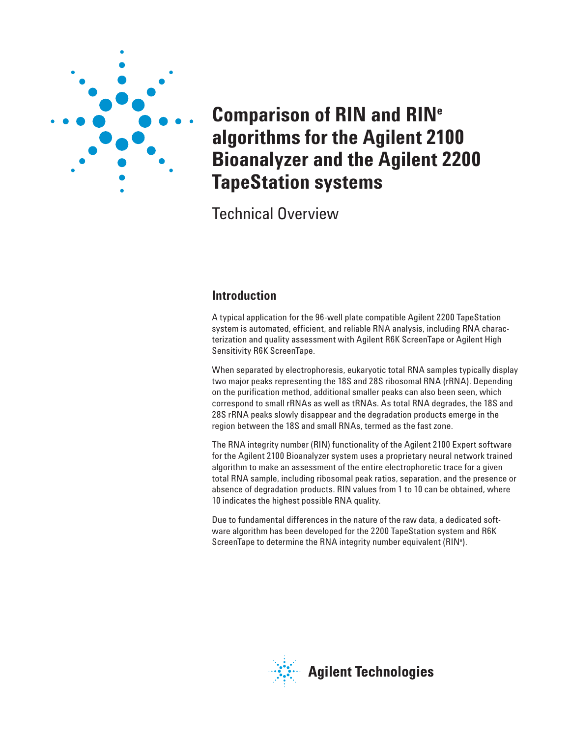# Comparison of RIN and RIN$^e$ algorithms for the Agilent 2100 Bioanalyzer and the Agilent 2200 TapeStation systems

Technical Overview

## Introduction

A typical application for the 96-well plate compatible Agilent 2200 TapeStation system is automated, efficient, and reliable RNA analysis, including RNA characterization and quality assessment with Agilent R6K ScreenTape or Agilent High Sensitivity R6K ScreenTape.

When separated by electrophoresis, eukaryotic total RNA samples typically display two major peaks representing the 18S and 28S ribosomal RNA (rRNA). Depending on the purification method, additional smaller peaks can also been seen, which correspond to small rRNAs as well as tRNAs. As total RNA degrades, the 18S and 28S rRNA peaks slowly disappear and the degradation products emerge in the region between the 18S and small RNAs, termed as the fast zone.

The RNA integrity number (RIN) functionality of the Agilent 2100 Expert software for the Agilent 2100 Bioanalyzer system uses a proprietary neural network trained algorithm to make an assessment of the entire electrophoretic trace for a given total RNA sample, including ribosomal peak ratios, separation, and the presence or absence of degradation products. RIN values from 1 to 10 can be obtained, where 10 indicates the highest possible RNA quality.

Due to fundamental differences in the nature of the raw data, a dedicated software algorithm has been developed for the 2200 TapeStation system and R6K ScreenTape to determine the RNA integrity number equivalent (RIN$^e$).

Agilent Technologies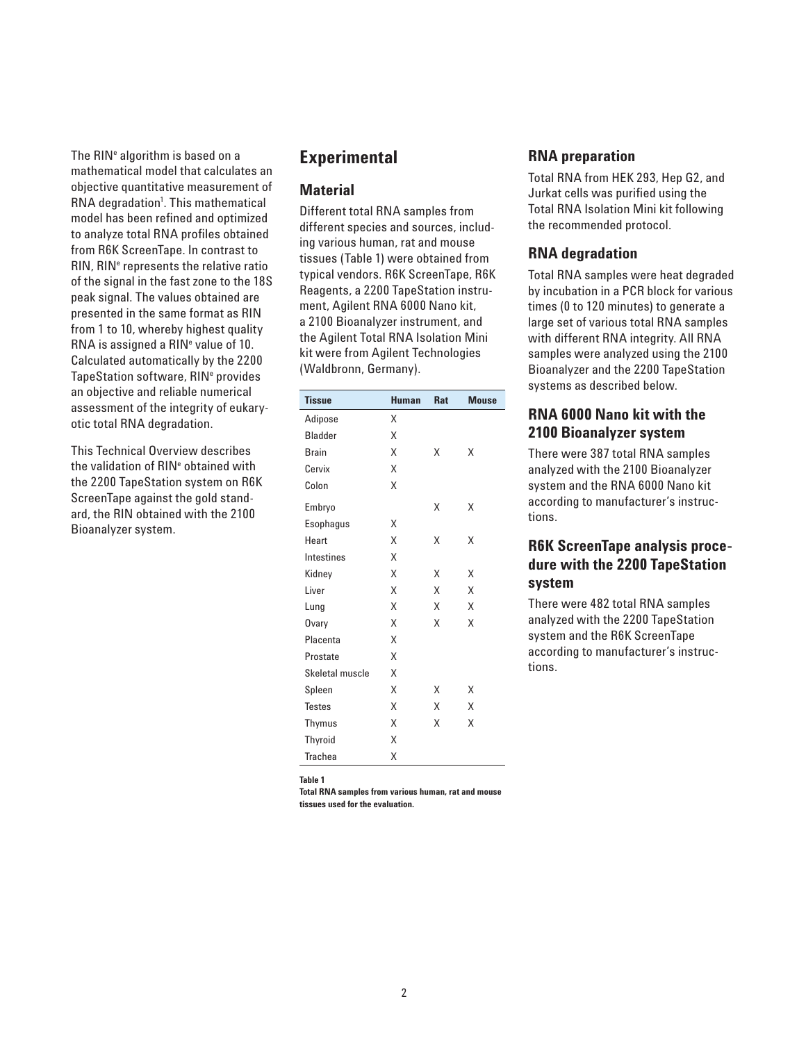The RIN[e] algorithm is based on a mathematical model that calculates an objective quantitative measurement of RNA degradation[1]. This mathematical model has been refined and optimized to analyze total RNA profiles obtained from R6K ScreenTape. In contrast to RIN, RIN[e] represents the relative ratio of the signal in the fast zone to the 18S peak signal. The values obtained are presented in the same format as RIN from 1 to 10, whereby highest quality RNA is assigned a RIN[e] value of 10. Calculated automatically by the 2200 TapeStation software, RIN[e] provides an objective and reliable numerical assessment of the integrity of eukaryotic total RNA degradation.

This Technical Overview describes the validation of RIN[e] obtained with the 2200 TapeStation system on R6K ScreenTape against the gold standard, the RIN obtained with the 2100 Bioanalyzer system.

## Experimental

### Material

Different total RNA samples from different species and sources, including various human, rat and mouse tissues (Table 1) were obtained from typical vendors. R6K ScreenTape, R6K Reagents, a 2200 TapeStation instrument, Agilent RNA 6000 Nano kit, a 2100 Bioanalyzer instrument, and the Agilent Total RNA Isolation Mini kit were from Agilent Technologies (Waldbronn, Germany).

| Tissue | Human | Rat | Mouse |
|---|---|---|---|
| Adipose | X | | |
| Bladder | X | | |
| Brain | X | X | X |
| Cervix | X | | |
| Colon | X | | |
| Embryo | | X | X |
| Esophagus | X | | |
| Heart | X | X | X |
| Intestines | X | | |
| Kidney | X | X | X |
| Liver | X | X | X |
| Lung | X | X | X |
| Ovary | X | X | X |
| Placenta | X | | |
| Prostate | X | | |
| Skeletal muscle | X | | |
| Spleen | X | X | X |
| Testes | X | X | X |
| Thymus | X | X | X |
| Thyroid | X | | |
| Trachea | X | | |

**Table 1**
**Total RNA samples from various human, rat and mouse tissues used for the evaluation.**

### RNA preparation

Total RNA from HEK 293, Hep G2, and Jurkat cells was purified using the Total RNA Isolation Mini kit following the recommended protocol.

### RNA degradation

Total RNA samples were heat degraded by incubation in a PCR block for various times (0 to 120 minutes) to generate a large set of various total RNA samples with different RNA integrity. All RNA samples were analyzed using the 2100 Bioanalyzer and the 2200 TapeStation systems as described below.

### RNA 6000 Nano kit with the 2100 Bioanalyzer system

There were 387 total RNA samples analyzed with the 2100 Bioanalyzer system and the RNA 6000 Nano kit according to manufacturer's instructions.

### R6K ScreenTape analysis procedure with the 2200 TapeStation system

There were 482 total RNA samples analyzed with the 2200 TapeStation system and the R6K ScreenTape according to manufacturer's instructions.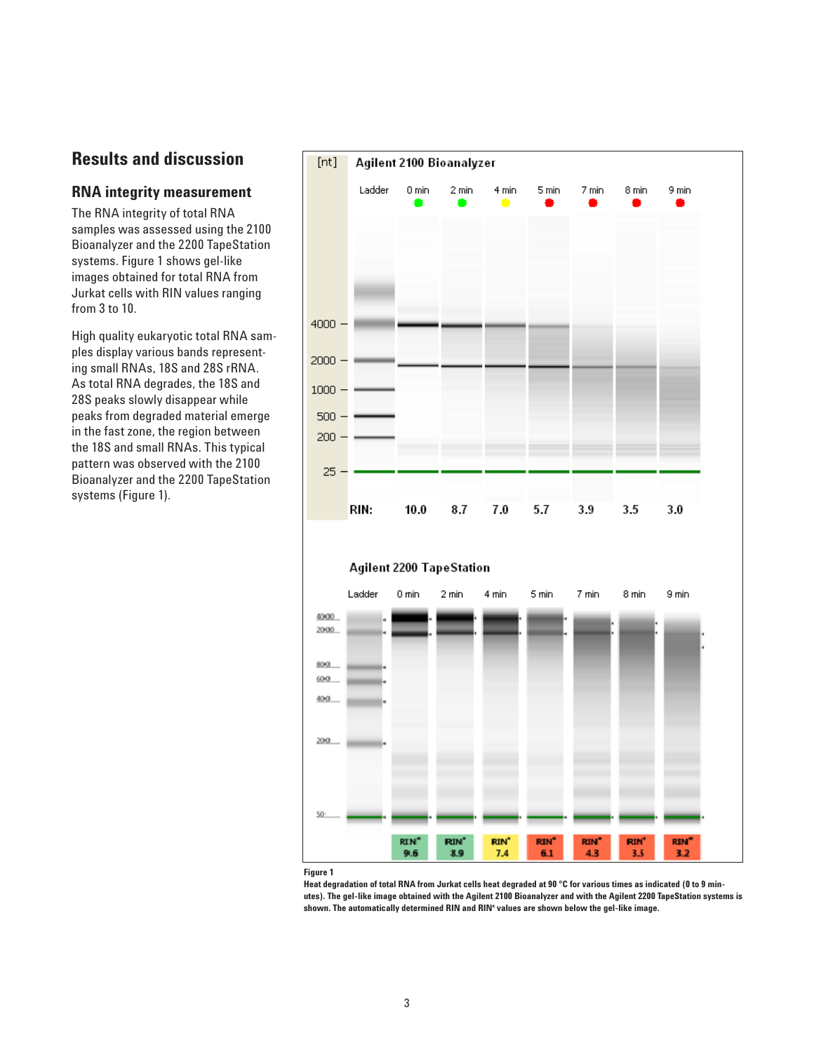## Results and discussion

### RNA integrity measurement

The RNA integrity of total RNA samples was assessed using the 2100 Bioanalyzer and the 2200 TapeStation systems. Figure 1 shows gel-like images obtained for total RNA from Jurkat cells with RIN values ranging from 3 to 10.

High quality eukaryotic total RNA samples display various bands representing small RNAs, 18S and 28S rRNA. As total RNA degrades, the 18S and 28S peaks slowly disappear while peaks from degraded material emerge in the fast zone, the region between the 18S and small RNAs. This typical pattern was observed with the 2100 Bioanalyzer and the 2200 TapeStation systems (Figure 1).

**Figure 1**

**Heat degradation of total RNA from Jurkat cells heat degraded at 90 °C for various times as indicated (0 to 9 minutes). The gel-like image obtained with the Agilent 2100 Bioanalyzer and with the Agilent 2200 TapeStation systems is shown. The automatically determined RIN and RIN[e] values are shown below the gel-like image.**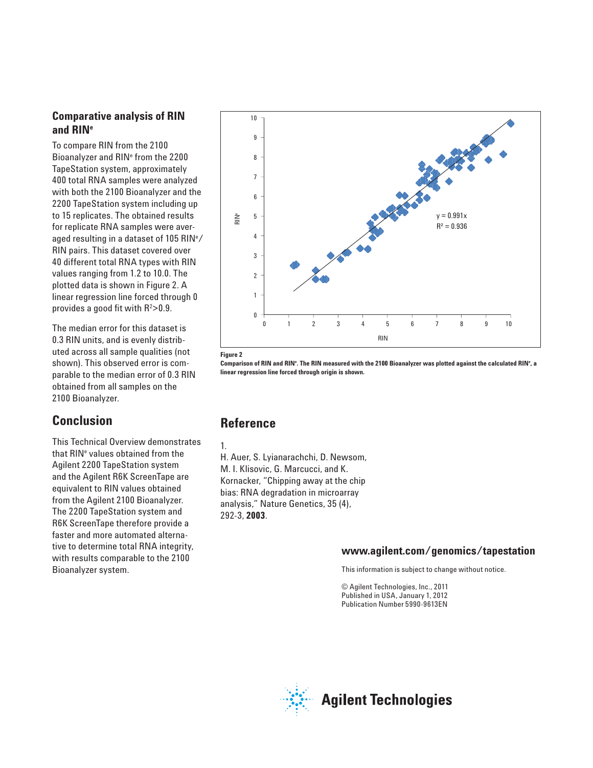### Comparative analysis of RIN and RIN[e]

To compare RIN from the 2100 Bioanalyzer and RIN[e] from the 2200 TapeStation system, approximately 400 total RNA samples were analyzed with both the 2100 Bioanalyzer and the 2200 TapeStation system including up to 15 replicates. The obtained results for replicate RNA samples were averaged resulting in a dataset of 105 RIN[e]/RIN pairs. This dataset covered over 40 different total RNA types with RIN values ranging from 1.2 to 10.0. The plotted data is shown in Figure 2. A linear regression line forced through 0 provides a good fit with $R^2>0.9$.

The median error for this dataset is 0.3 RIN units, and is evenly distributed across all sample qualities (not shown). This observed error is comparable to the median error of 0.3 RIN obtained from all samples on the 2100 Bioanalyzer.

RIN[e]
10
9
8
7
6
5
4
3
2
1
0
0 1 2 3 4 5 6 7 8 9 10
RIN
y = 0.991x
R² = 0.936

**Figure 2**

**Comparison of RIN and RIN[e]. The RIN measured with the 2100 Bioanalyzer was plotted against the calculated RIN[e], a linear regression line forced through origin is shown.**

## Conclusion

This Technical Overview demonstrates that RIN[e] values obtained from the Agilent 2200 TapeStation system and the Agilent R6K ScreenTape are equivalent to RIN values obtained from the Agilent 2100 Bioanalyzer. The 2200 TapeStation system and R6K ScreenTape therefore provide a faster and more automated alternative to determine total RNA integrity, with results comparable to the 2100 Bioanalyzer system.

## Reference

1.
H. Auer, S. Lyianarachchi, D. Newsom, M. I. Klisovic, G. Marcucci, and K. Kornacker, "Chipping away at the chip bias: RNA degradation in microarray analysis," Nature Genetics, 35 (4), 292-3, **2003**.

**www.agilent.com/genomics/tapestation**

This information is subject to change without notice.

© Agilent Technologies, Inc., 2011
Published in USA, January 1, 2012
Publication Number 5990-9613EN

Agilent Technologies